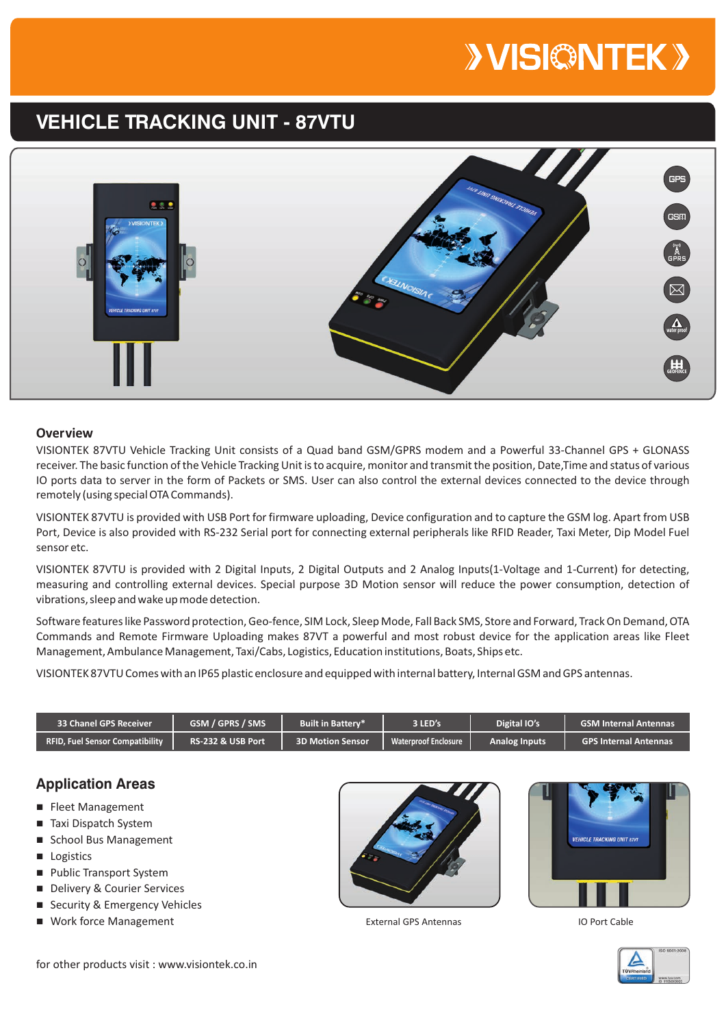# VISIONTEK

## VEHICLE TRACKING UNIT - 87VTU

GPS

GSM

GPRS

water proof

GEOFENCE

### Overview

VISIONTEK 87VTU Vehicle Tracking Unit consists of a Quad band GSM/GPRS modem and a Powerful 33-Channel GPS + GLONASS receiver. The basic function of the Vehicle Tracking Unit is to acquire, monitor and transmit the position, Date,Time and status of various IO ports data to server in the form of Packets or SMS. User can also control the external devices connected to the device through remotely (using special OTA Commands).

VISIONTEK 87VTU is provided with USB Port for firmware uploading, Device configuration and to capture the GSM log. Apart from USB Port, Device is also provided with RS-232 Serial port for connecting external peripherals like RFID Reader, Taxi Meter, Dip Model Fuel sensor etc.

VISIONTEK 87VTU is provided with 2 Digital Inputs, 2 Digital Outputs and 2 Analog Inputs(1-Voltage and 1-Current) for detecting, measuring and controlling external devices. Special purpose 3D Motion sensor will reduce the power consumption, detection of vibrations, sleep and wake up mode detection.

Software features like Password protection, Geo-fence, SIM Lock, Sleep Mode, Fall Back SMS, Store and Forward, Track On Demand, OTA Commands and Remote Firmware Uploading makes 87VT a powerful and most robust device for the application areas like Fleet Management, Ambulance Management, Taxi/Cabs, Logistics, Education institutions, Boats, Ships etc.

VISIONTEK 87VTU Comes with an IP65 plastic enclosure and equipped with internal battery, Internal GSM and GPS antennas.

| 33 Chanel GPS Receiver | GSM / GPRS / SMS | Built in Battery* | 3 LED's | Digital IO's | GSM Internal Antennas |
|---|---|---|---|---|---|
| RFID, Fuel Sensor Compatibility | RS-232 & USB Port | 3D Motion Sensor | Waterproof Enclosure | Analog Inputs | GPS Internal Antennas |

### Application Areas

- Fleet Management
- Taxi Dispatch System
- School Bus Management
- Logistics
- Public Transport System
- Delivery & Courier Services
- Security & Emergency Vehicles
- Work force Management

External GPS Antennas

IO Port Cable

for other products visit : www.visiontek.co.in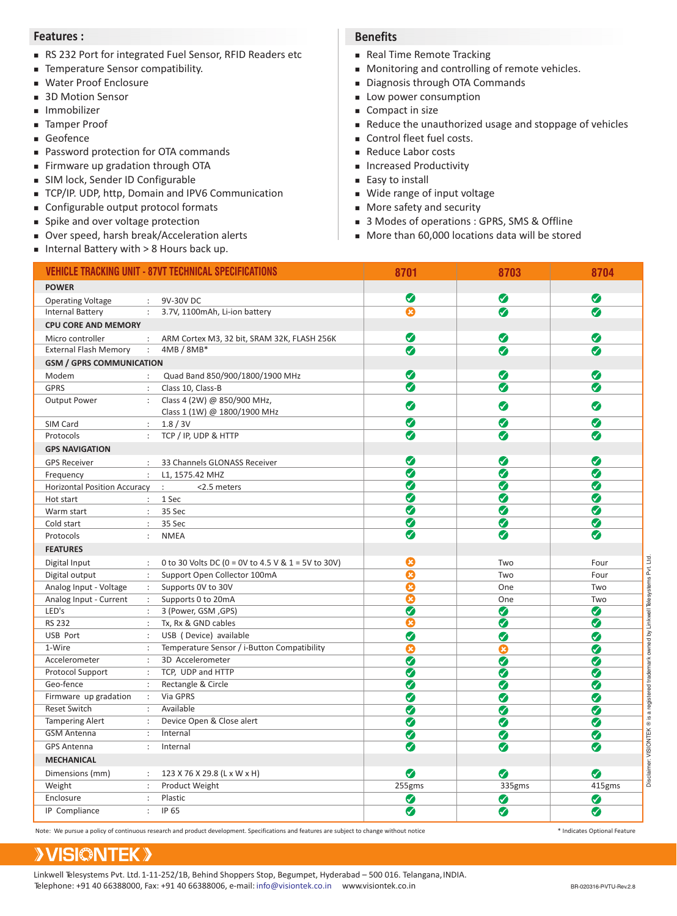## Features :

- RS 232 Port for integrated Fuel Sensor, RFID Readers etc
- Temperature Sensor compatibility.
- Water Proof Enclosure
- 3D Motion Sensor
- Immobilizer
- Tamper Proof
- Geofence
- Password protection for OTA commands
- Firmware up gradation through OTA
- SIM lock, Sender ID Configurable
- TCP/IP. UDP, http, Domain and IPV6 Communication
- Configurable output protocol formats
- Spike and over voltage protection
- Over speed, harsh break/Acceleration alerts
- Internal Battery with > 8 Hours back up.

## Benefits

- Real Time Remote Tracking
- Monitoring and controlling of remote vehicles.
- Diagnosis through OTA Commands
- Low power consumption
- Compact in size
- Reduce the unauthorized usage and stoppage of vehicles
- Control fleet fuel costs.
- Reduce Labor costs
- Increased Productivity
- Easy to install
- Wide range of input voltage
- More safety and security
- 3 Modes of operations : GPRS, SMS & Offline
- More than 60,000 locations data will be stored

| VEHICLE TRACKING UNIT - 87VT TECHNICAL SPECIFICATIONS | | 8701 | 8703 | 8704 |
|---|---|---|---|---|
| **POWER** | | | | |
| Operating Voltage | : 9V-30V DC | ✔ | ✔ | ✔ |
| Internal Battery | : 3.7V, 1100mAh, Li-ion battery | ✘ | ✔ | ✔ |
| **CPU CORE AND MEMORY** | | | | |
| Micro controller | : ARM Cortex M3, 32 bit, SRAM 32K, FLASH 256K | ✔ | ✔ | ✔ |
| External Flash Memory | : 4MB / 8MB* | ✔ | ✔ | ✔ |
| **GSM / GPRS COMMUNICATION** | | | | |
| Modem | : Quad Band 850/900/1800/1900 MHz | ✔ | ✔ | ✔ |
| GPRS | : Class 10, Class-B | ✔ | ✔ | ✔ |
| Output Power | : Class 4 (2W) @ 850/900 MHz, Class 1 (1W) @ 1800/1900 MHz | ✔ | ✔ | ✔ |
| SIM Card | : 1.8 / 3V | ✔ | ✔ | ✔ |
| Protocols | : TCP / IP, UDP & HTTP | ✔ | ✔ | ✔ |
| **GPS NAVIGATION** | | | | |
| GPS Receiver | : 33 Channels GLONASS Receiver | ✔ | ✔ | ✔ |
| Frequency | : L1, 1575.42 MHZ | ✔ | ✔ | ✔ |
| Horizontal Position Accuracy | : <2.5 meters | ✔ | ✔ | ✔ |
| Hot start | : 1 Sec | ✔ | ✔ | ✔ |
| Warm start | : 35 Sec | ✔ | ✔ | ✔ |
| Cold start | : 35 Sec | ✔ | ✔ | ✔ |
| Protocols | : NMEA | ✔ | ✔ | ✔ |
| **FEATURES** | | | | |
| Digital Input | : 0 to 30 Volts DC (0 = 0V to 4.5 V & 1 = 5V to 30V) | ✘ | Two | Four |
| Digital output | : Support Open Collector 100mA | ✘ | Two | Four |
| Analog Input - Voltage | : Supports 0V to 30V | ✘ | One | Two |
| Analog Input - Current | : Supports 0 to 20mA | ✘ | One | Two |
| LED's | : 3 (Power, GSM ,GPS) | ✔ | ✔ | ✔ |
| RS 232 | : Tx, Rx & GND cables | ✘ | ✔ | ✔ |
| USB Port | : USB ( Device) available | ✔ | ✔ | ✔ |
| 1-Wire | : Temperature Sensor / i-Button Compatibility | ✘ | ✘ | ✔ |
| Accelerometer | : 3D Accelerometer | ✔ | ✔ | ✔ |
| Protocol Support | : TCP, UDP and HTTP | ✔ | ✔ | ✔ |
| Geo-fence | : Rectangle & Circle | ✔ | ✔ | ✔ |
| Firmware up gradation | : Via GPRS | ✔ | ✔ | ✔ |
| Reset Switch | : Available | ✔ | ✔ | ✔ |
| Tampering Alert | : Device Open & Close alert | ✔ | ✔ | ✔ |
| GSM Antenna | : Internal | ✔ | ✔ | ✔ |
| GPS Antenna | : Internal | ✔ | ✔ | ✔ |
| **MECHANICAL** | | | | |
| Dimensions (mm) | : 123 X 76 X 29.8 (L x W x H) | ✔ | ✔ | ✔ |
| Weight | : Product Weight | 255gms | 335gms | 415gms |
| Enclosure | : Plastic | ✔ | ✔ | ✔ |
| IP Compliance | : IP 65 | ✔ | ✔ | ✔ |

Note: We pursue a policy of continuous research and product development. Specifications and features are subject to change without notice

* Indicates Optional Feature

Disclaimer: VISIONTEK ® is a registered trademark owned by Linkwell Telesystems Pvt. Ltd.

VISIONTEK

Linkwell Telesystems Pvt. Ltd. 1-11-252/1B, Behind Shoppers Stop, Begumpet, Hyderabad – 500 016. Telangana, INDIA.
Telephone: +91 40 66388000, Fax: +91 40 66388006, e-mail: info@visiontek.co.in www.visiontek.co.in

BR-020316-PVTU-Rev.2.8